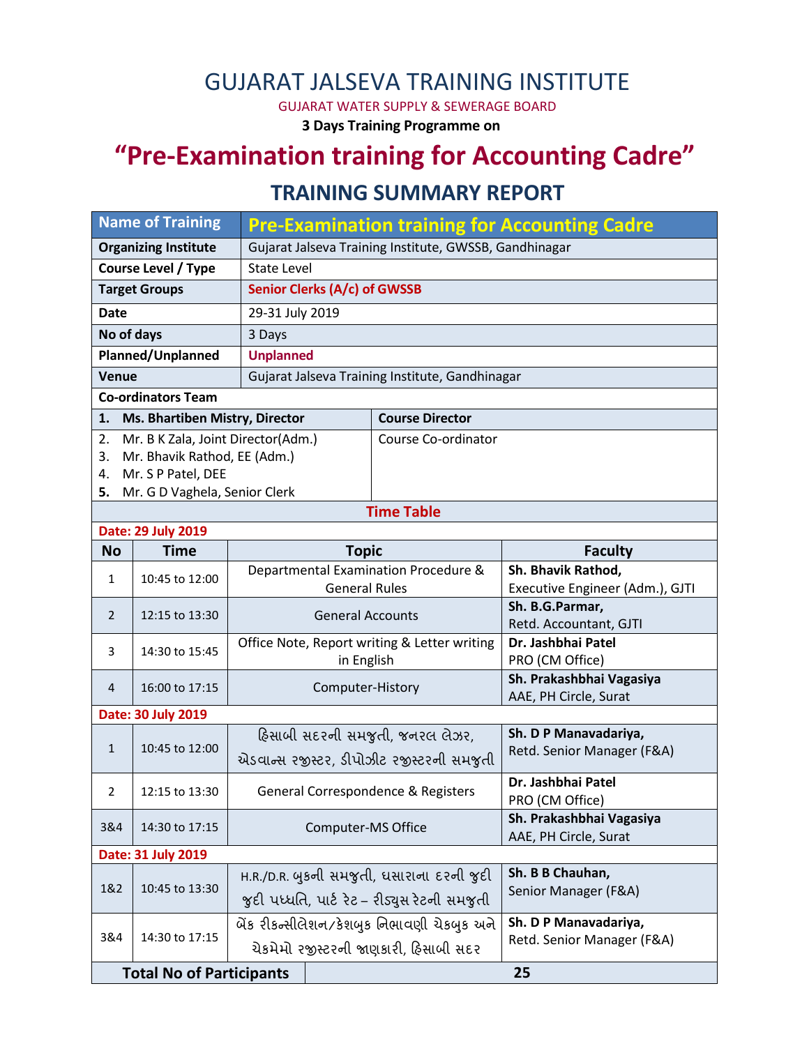# GUJARAT JALSEVA TRAINING INSTITUTE

GUJARAT WATER SUPPLY & SEWERAGE BOARD

**3 Days Training Programme on**

# "Pre-Examination training for Accounting Cadre"

## TRAINING SUMMARY REPORT

| Name of Training | Pre-Examination training for Accounting Cadre |
|---|---|
| **Organizing Institute** | Gujarat Jalseva Training Institute, GWSSB, Gandhinagar |
| **Course Level / Type** | State Level |
| **Target Groups** | **Senior Clerks (A/c) of GWSSB** |
| **Date** | 29-31 July 2019 |
| **No of days** | 3 Days |
| **Planned/Unplanned** | **Unplanned** |
| **Venue** | Gujarat Jalseva Training Institute, Gandhinagar |

**Co-ordinators Team**

| Name | Role |
|---|---|
| **1. Ms. Bhartiben Mistry, Director** | **Course Director** |
| 2. Mr. B K Zala, Joint Director(Adm.)<br>3. Mr. Bhavik Rathod, EE (Adm.)<br>4. Mr. S P Patel, DEE<br>5. Mr. G D Vaghela, Senior Clerk | Course Co-ordinator |

### Time Table

**Date: 29 July 2019**

| No | Time | Topic | Faculty |
|---|---|---|---|
| 1 | 10:45 to 12:00 | Departmental Examination Procedure & General Rules | **Sh. Bhavik Rathod,** Executive Engineer (Adm.), GJTI |
| 2 | 12:15 to 13:30 | General Accounts | **Sh. B.G.Parmar,** Retd. Accountant, GJTI |
| 3 | 14:30 to 15:45 | Office Note, Report writing & Letter writing in English | **Dr. Jashbhai Patel** PRO (CM Office) |
| 4 | 16:00 to 17:15 | Computer-History | **Sh. Prakashbhai Vagasiya** AAE, PH Circle, Surat |

**Date: 30 July 2019**

| No | Time | Topic | Faculty |
|---|---|---|---|
| 1 | 10:45 to 12:00 | હિસાબી સદરની સમજુતી, જનરલ લેઝર, એડવાન્સ રજીસ્ટર, ડીપોઝીટ રજીસ્ટરની સમજુતી | **Sh. D P Manavadariya,** Retd. Senior Manager (F&A) |
| 2 | 12:15 to 13:30 | General Correspondence & Registers | **Dr. Jashbhai Patel** PRO (CM Office) |
| 3&4 | 14:30 to 17:15 | Computer-MS Office | **Sh. Prakashbhai Vagasiya** AAE, PH Circle, Surat |

**Date: 31 July 2019**

| No | Time | Topic | Faculty |
|---|---|---|---|
| 1&2 | 10:45 to 13:30 | H.R./D.R. બુકની સમજુતી, ઘસારાના દરની જુદી જુદી પધ્ધતિ, પાર્ટ રેટ – રીડ્યુસ રેટની સમજુતી | **Sh. B B Chauhan,** Senior Manager (F&A) |
| 3&4 | 14:30 to 17:15 | બેંક રીકન્સીલેશન/કેશબુક નિભાવણી ચેકબુક અને ચેકમેમો રજીસ્ટરની જાણકારી, હિસાબી સદર | **Sh. D P Manavadariya,** Retd. Senior Manager (F&A) |

| **Total No of Participants** | **25** |
|---|---|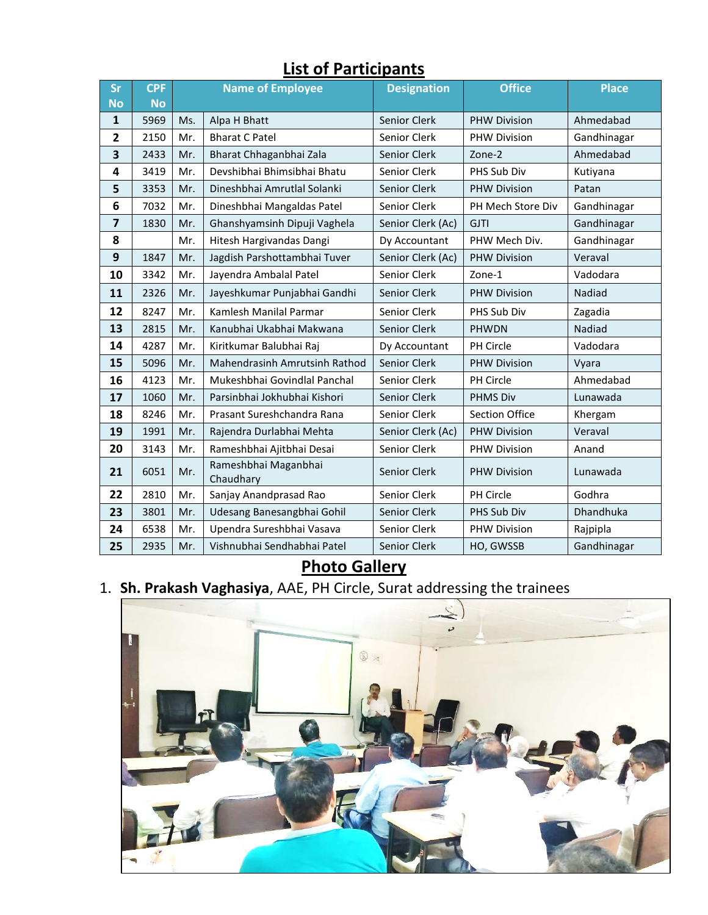## List of Participants

| Sr No | CPF No | Name of Employee | | Designation | Office | Place |
|---|---|---|---|---|---|---|
| 1 | 5969 | Ms. | Alpa H Bhatt | Senior Clerk | PHW Division | Ahmedabad |
| 2 | 2150 | Mr. | Bharat C Patel | Senior Clerk | PHW Division | Gandhinagar |
| 3 | 2433 | Mr. | Bharat Chhaganbhai Zala | Senior Clerk | Zone-2 | Ahmedabad |
| 4 | 3419 | Mr. | Devshibhai Bhimsibhai Bhatu | Senior Clerk | PHS Sub Div | Kutiyana |
| 5 | 3353 | Mr. | Dineshbhai Amrutlal Solanki | Senior Clerk | PHW Division | Patan |
| 6 | 7032 | Mr. | Dineshbhai Mangaldas Patel | Senior Clerk | PH Mech Store Div | Gandhinagar |
| 7 | 1830 | Mr. | Ghanshyamsinh Dipuji Vaghela | Senior Clerk (Ac) | GJTI | Gandhinagar |
| 8 | | Mr. | Hitesh Hargivandas Dangi | Dy Accountant | PHW Mech Div. | Gandhinagar |
| 9 | 1847 | Mr. | Jagdish Parshottambhai Tuver | Senior Clerk (Ac) | PHW Division | Veraval |
| 10 | 3342 | Mr. | Jayendra Ambalal Patel | Senior Clerk | Zone-1 | Vadodara |
| 11 | 2326 | Mr. | Jayeshkumar Punjabhai Gandhi | Senior Clerk | PHW Division | Nadiad |
| 12 | 8247 | Mr. | Kamlesh Manilal Parmar | Senior Clerk | PHS Sub Div | Zagadia |
| 13 | 2815 | Mr. | Kanubhai Ukabhai Makwana | Senior Clerk | PHWDN | Nadiad |
| 14 | 4287 | Mr. | Kiritkumar Balubhai Raj | Dy Accountant | PH Circle | Vadodara |
| 15 | 5096 | Mr. | Mahendrasinh Amrutsinh Rathod | Senior Clerk | PHW Division | Vyara |
| 16 | 4123 | Mr. | Mukeshbhai Govindlal Panchal | Senior Clerk | PH Circle | Ahmedabad |
| 17 | 1060 | Mr. | Parsinbhai Jokhubhai Kishori | Senior Clerk | PHMS Div | Lunawada |
| 18 | 8246 | Mr. | Prasant Sureshchandra Rana | Senior Clerk | Section Office | Khergam |
| 19 | 1991 | Mr. | Rajendra Durlabhai Mehta | Senior Clerk (Ac) | PHW Division | Veraval |
| 20 | 3143 | Mr. | Rameshbhai Ajitbhai Desai | Senior Clerk | PHW Division | Anand |
| 21 | 6051 | Mr. | Rameshbhai Maganbhai Chaudhary | Senior Clerk | PHW Division | Lunawada |
| 22 | 2810 | Mr. | Sanjay Anandprasad Rao | Senior Clerk | PH Circle | Godhra |
| 23 | 3801 | Mr. | Udesang Banesangbhai Gohil | Senior Clerk | PHS Sub Div | Dhandhuka |
| 24 | 6538 | Mr. | Upendra Sureshbhai Vasava | Senior Clerk | PHW Division | Rajpipla |
| 25 | 2935 | Mr. | Vishnubhai Sendhabhai Patel | Senior Clerk | HO, GWSSB | Gandhinagar |

## Photo Gallery

1. **Sh. Prakash Vaghasiya**, AAE, PH Circle, Surat addressing the trainees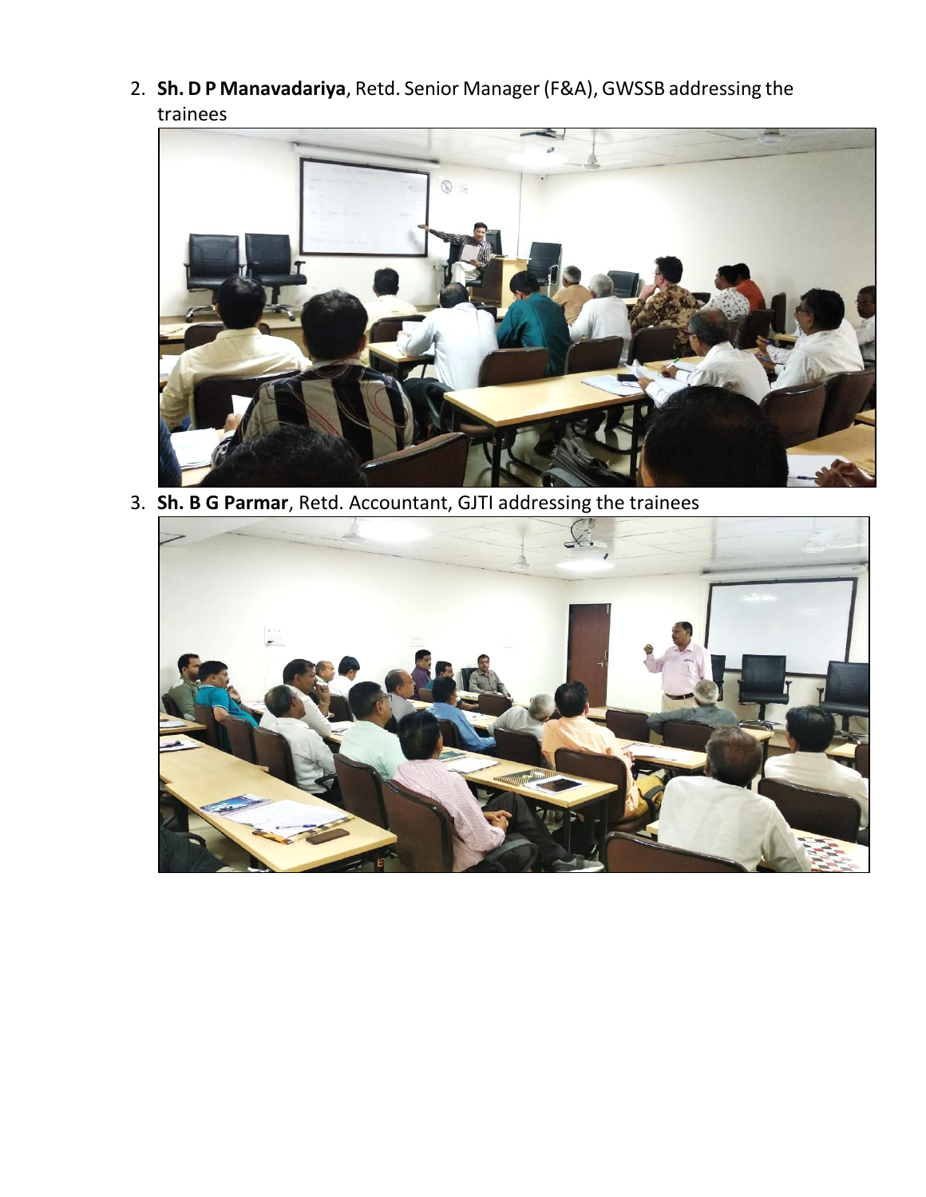2. **Sh. D P Manavadariya**, Retd. Senior Manager (F&A), GWSSB addressing the trainees

3. **Sh. B G Parmar**, Retd. Accountant, GJTI addressing the trainees